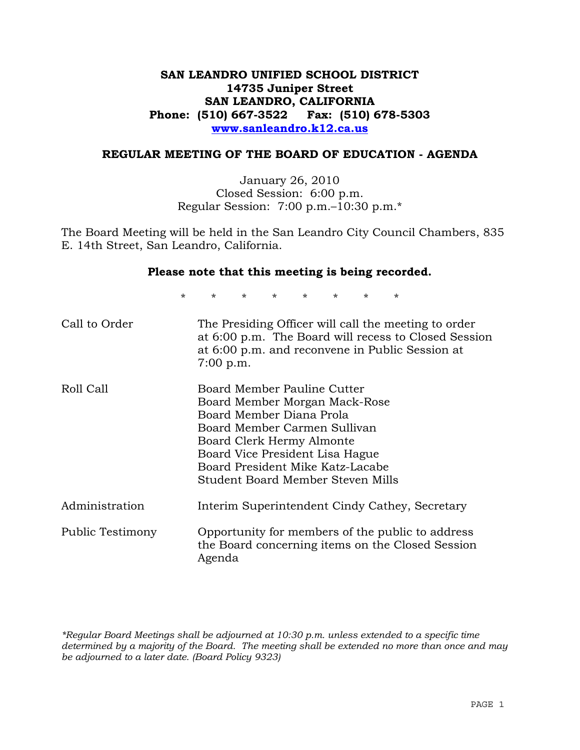# SAN LEANDRO UNIFIED SCHOOL DISTRICT
**14735 Juniper Street**
**SAN LEANDRO, CALIFORNIA**
**Phone: (510) 667-3522 Fax: (510) 678-5303**
**www.sanleandro.k12.ca.us**

## REGULAR MEETING OF THE BOARD OF EDUCATION - AGENDA

January 26, 2010
Closed Session: 6:00 p.m.
Regular Session: 7:00 p.m.–10:30 p.m.*

The Board Meeting will be held in the San Leandro City Council Chambers, 835 E. 14th Street, San Leandro, California.

**Please note that this meeting is being recorded.**

\* \* \* \* \* \* \* \*

| | |
|---|---|
| Call to Order | The Presiding Officer will call the meeting to order at 6:00 p.m. The Board will recess to Closed Session at 6:00 p.m. and reconvene in Public Session at 7:00 p.m. |
| Roll Call | Board Member Pauline Cutter<br>Board Member Morgan Mack-Rose<br>Board Member Diana Prola<br>Board Member Carmen Sullivan<br>Board Clerk Hermy Almonte<br>Board Vice President Lisa Hague<br>Board President Mike Katz-Lacabe<br>Student Board Member Steven Mills |
| Administration | Interim Superintendent Cindy Cathey, Secretary |
| Public Testimony | Opportunity for members of the public to address the Board concerning items on the Closed Session Agenda |

*\*Regular Board Meetings shall be adjourned at 10:30 p.m. unless extended to a specific time determined by a majority of the Board. The meeting shall be extended no more than once and may be adjourned to a later date. (Board Policy 9323)*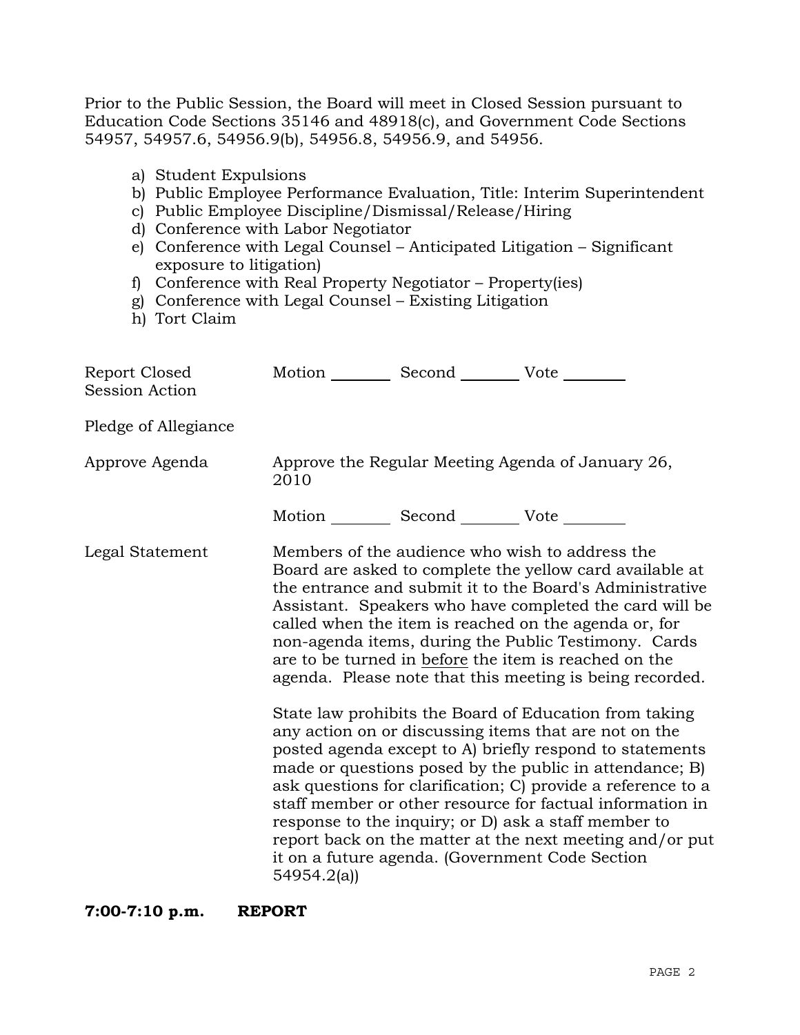Prior to the Public Session, the Board will meet in Closed Session pursuant to Education Code Sections 35146 and 48918(c), and Government Code Sections 54957, 54957.6, 54956.9(b), 54956.8, 54956.9, and 54956.

a) Student Expulsions
b) Public Employee Performance Evaluation, Title: Interim Superintendent
c) Public Employee Discipline/Dismissal/Release/Hiring
d) Conference with Labor Negotiator
e) Conference with Legal Counsel – Anticipated Litigation – Significant exposure to litigation)
f) Conference with Real Property Negotiator – Property(ies)
g) Conference with Legal Counsel – Existing Litigation
h) Tort Claim

Report Closed Session Action — Motion ________ Second ________ Vote ________

Pledge of Allegiance

Approve Agenda — Approve the Regular Meeting Agenda of January 26, 2010

Motion ________ Second ________ Vote ________

Legal Statement — Members of the audience who wish to address the Board are asked to complete the yellow card available at the entrance and submit it to the Board's Administrative Assistant. Speakers who have completed the card will be called when the item is reached on the agenda or, for non-agenda items, during the Public Testimony. Cards are to be turned in before the item is reached on the agenda. Please note that this meeting is being recorded.

State law prohibits the Board of Education from taking any action on or discussing items that are not on the posted agenda except to A) briefly respond to statements made or questions posed by the public in attendance; B) ask questions for clarification; C) provide a reference to a staff member or other resource for factual information in response to the inquiry; or D) ask a staff member to report back on the matter at the next meeting and/or put it on a future agenda. (Government Code Section 54954.2(a))

**7:00-7:10 p.m. REPORT**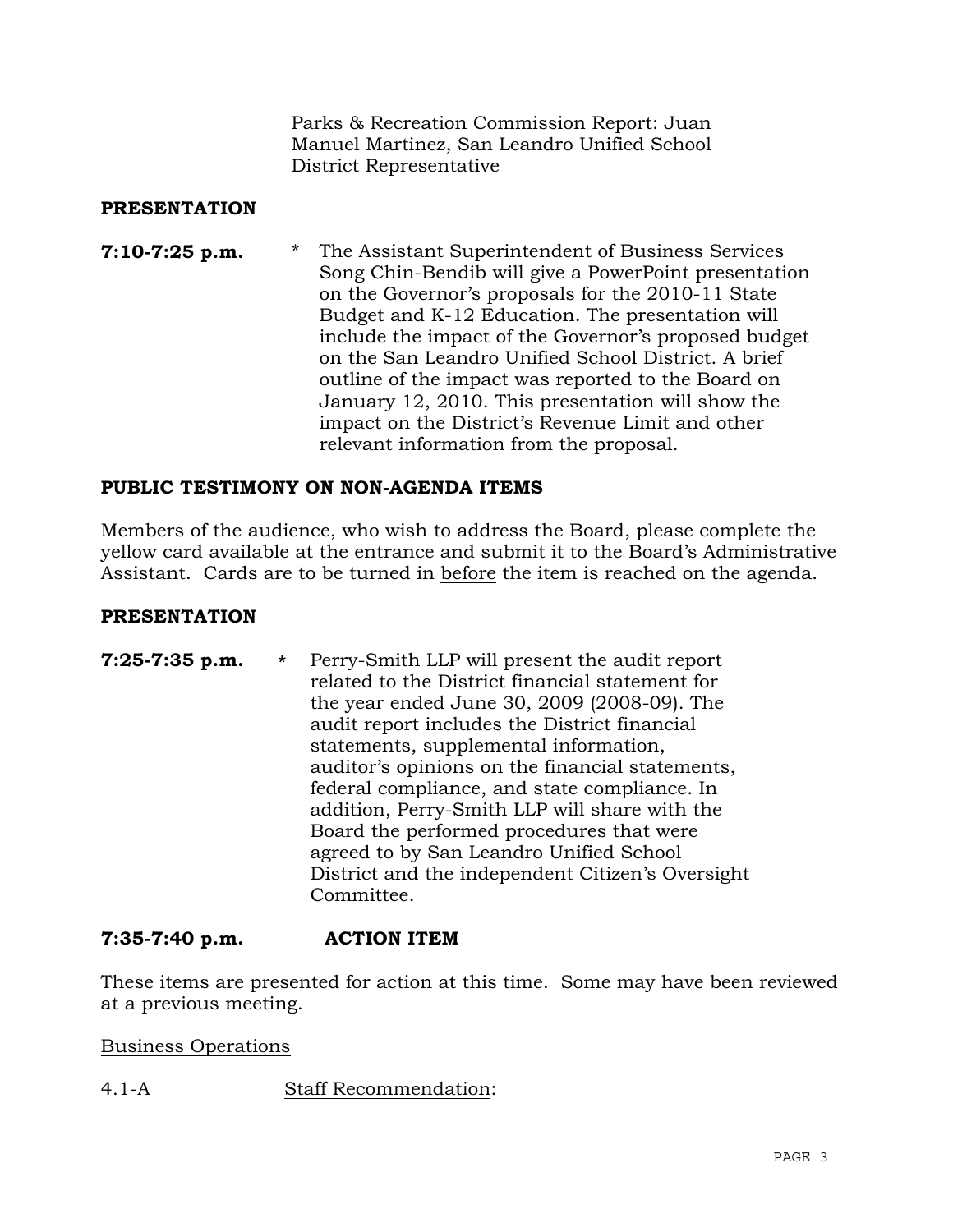Parks & Recreation Commission Report: Juan Manuel Martinez, San Leandro Unified School District Representative

**PRESENTATION**

**7:10-7:25 p.m.** * The Assistant Superintendent of Business Services Song Chin-Bendib will give a PowerPoint presentation on the Governor's proposals for the 2010-11 State Budget and K-12 Education. The presentation will include the impact of the Governor's proposed budget on the San Leandro Unified School District. A brief outline of the impact was reported to the Board on January 12, 2010. This presentation will show the impact on the District's Revenue Limit and other relevant information from the proposal.

**PUBLIC TESTIMONY ON NON-AGENDA ITEMS**

Members of the audience, who wish to address the Board, please complete the yellow card available at the entrance and submit it to the Board's Administrative Assistant. Cards are to be turned in <u>before</u> the item is reached on the agenda.

**PRESENTATION**

**7:25-7:35 p.m.** * Perry-Smith LLP will present the audit report related to the District financial statement for the year ended June 30, 2009 (2008-09). The audit report includes the District financial statements, supplemental information, auditor's opinions on the financial statements, federal compliance, and state compliance. In addition, Perry-Smith LLP will share with the Board the performed procedures that were agreed to by San Leandro Unified School District and the independent Citizen's Oversight Committee.

**7:35-7:40 p.m.** **ACTION ITEM**

These items are presented for action at this time. Some may have been reviewed at a previous meeting.

<u>Business Operations</u>

4.1-A <u>Staff Recommendation</u>: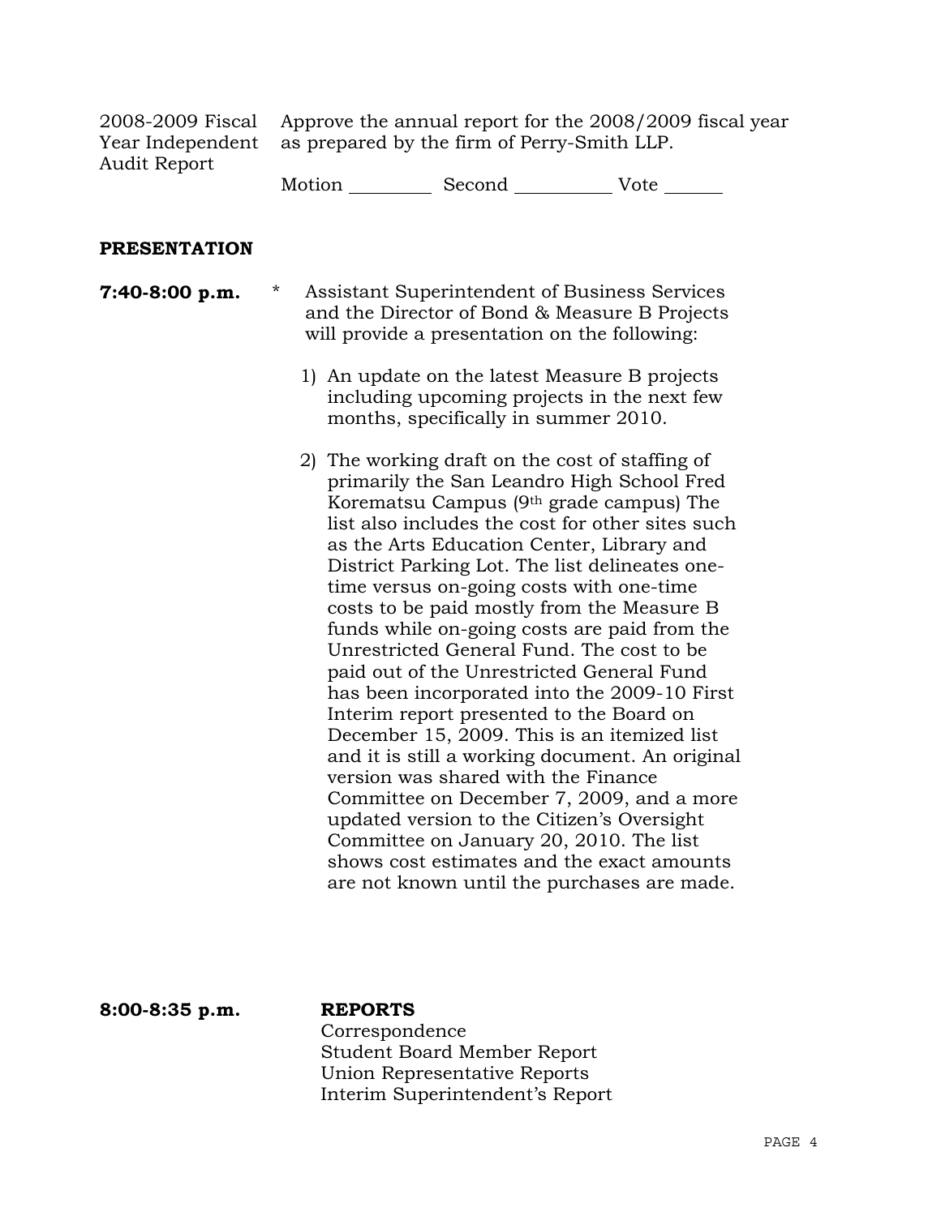2008-2009 Fiscal Year Independent Audit Report

Approve the annual report for the 2008/2009 fiscal year as prepared by the firm of Perry-Smith LLP.

Motion _________ Second __________ Vote ______

**PRESENTATION**

**7:40-8:00 p.m.** * Assistant Superintendent of Business Services and the Director of Bond & Measure B Projects will provide a presentation on the following:

1) An update on the latest Measure B projects including upcoming projects in the next few months, specifically in summer 2010.

2) The working draft on the cost of staffing of primarily the San Leandro High School Fred Korematsu Campus (9th grade campus) The list also includes the cost for other sites such as the Arts Education Center, Library and District Parking Lot. The list delineates one-time versus on-going costs with one-time costs to be paid mostly from the Measure B funds while on-going costs are paid from the Unrestricted General Fund. The cost to be paid out of the Unrestricted General Fund has been incorporated into the 2009-10 First Interim report presented to the Board on December 15, 2009. This is an itemized list and it is still a working document. An original version was shared with the Finance Committee on December 7, 2009, and a more updated version to the Citizen's Oversight Committee on January 20, 2010. The list shows cost estimates and the exact amounts are not known until the purchases are made.

**8:00-8:35 p.m.** **REPORTS**

Correspondence
Student Board Member Report
Union Representative Reports
Interim Superintendent's Report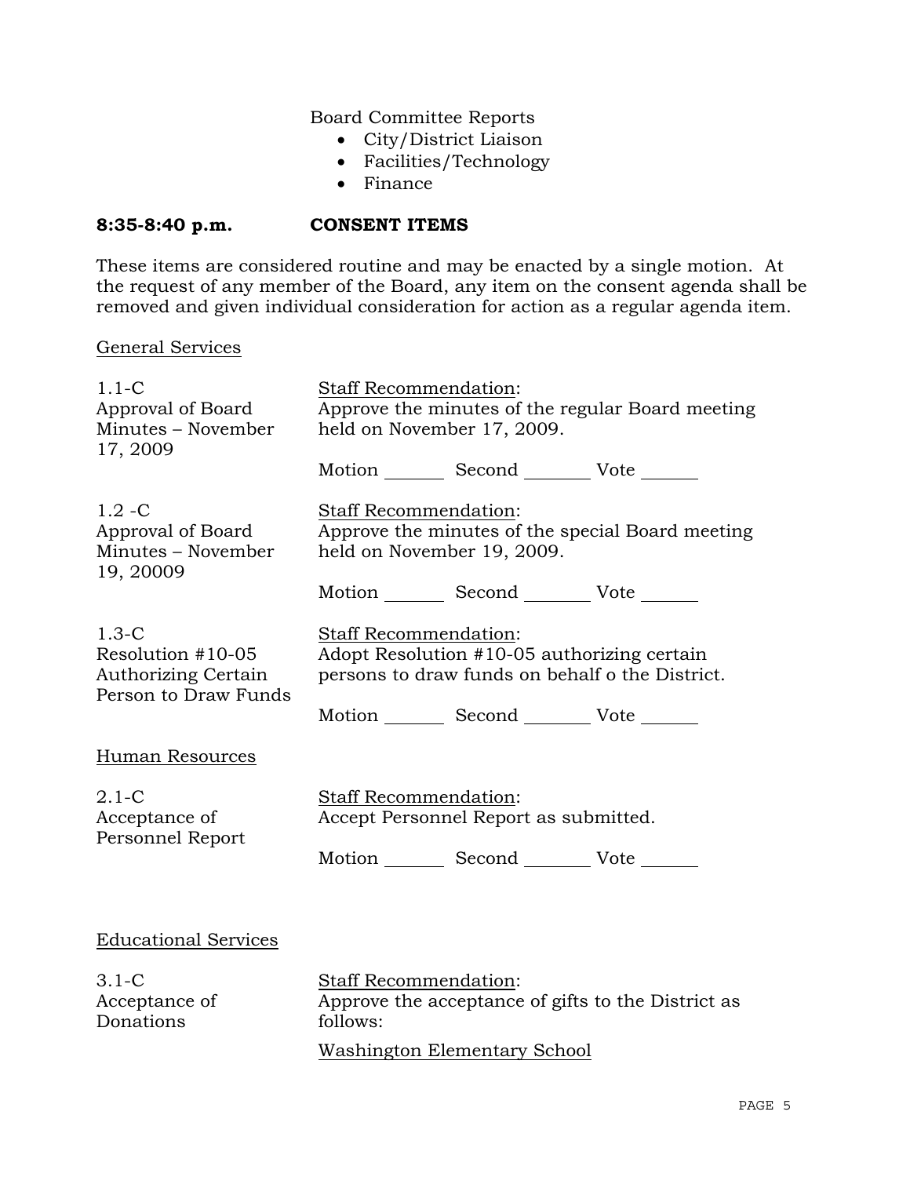Board Committee Reports

- City/District Liaison
- Facilities/Technology
- Finance

**8:35-8:40 p.m. CONSENT ITEMS**

These items are considered routine and may be enacted by a single motion. At the request of any member of the Board, any item on the consent agenda shall be removed and given individual consideration for action as a regular agenda item.

General Services

1.1-C
Approval of Board Minutes – November 17, 2009

Staff Recommendation:
Approve the minutes of the regular Board meeting held on November 17, 2009.

Motion _______ Second _______ Vote ______

1.2 -C
Approval of Board Minutes – November 19, 20009

Staff Recommendation:
Approve the minutes of the special Board meeting held on November 19, 2009.

Motion _______ Second _______ Vote ______

1.3-C
Resolution #10-05 Authorizing Certain Person to Draw Funds

Staff Recommendation:
Adopt Resolution #10-05 authorizing certain persons to draw funds on behalf o the District.

Motion _______ Second _______ Vote ______

Human Resources

2.1-C
Acceptance of Personnel Report

Staff Recommendation:
Accept Personnel Report as submitted.

Motion _______ Second _______ Vote ______

Educational Services

3.1-C
Acceptance of Donations

Staff Recommendation:
Approve the acceptance of gifts to the District as follows:

Washington Elementary School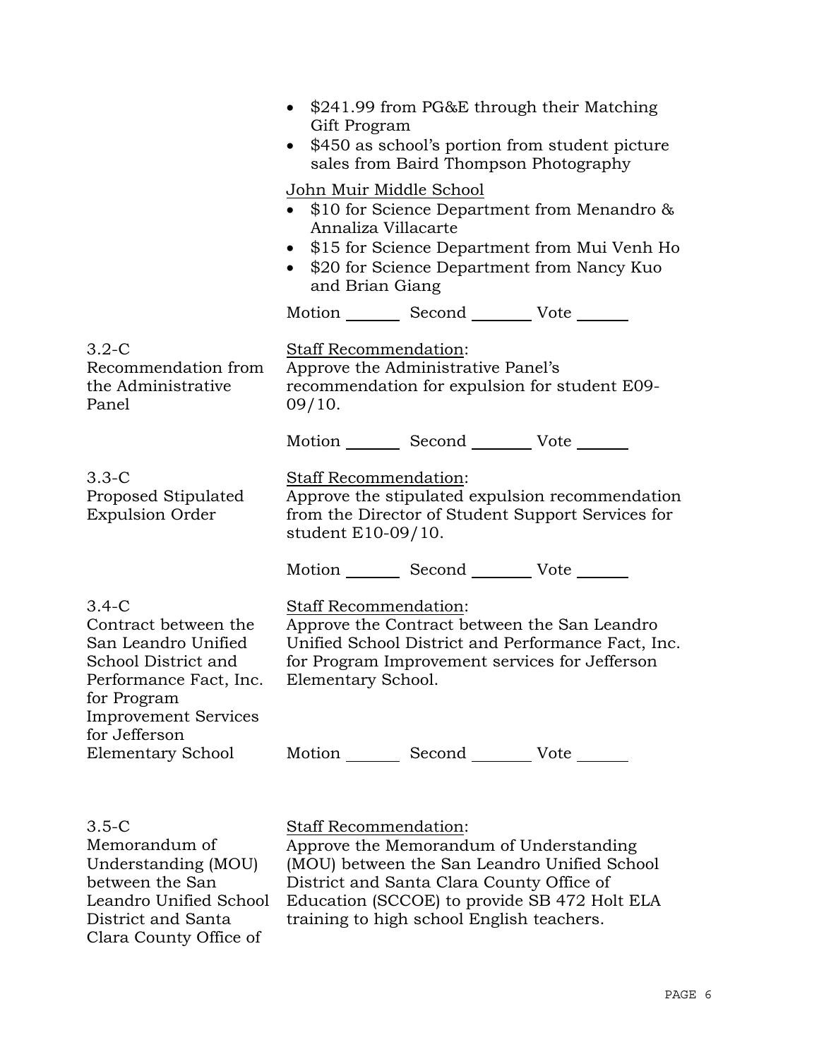- $241.99 from PG&E through their Matching Gift Program
- $450 as school's portion from student picture sales from Baird Thompson Photography

John Muir Middle School

- $10 for Science Department from Menandro & Annaliza Villacarte
- $15 for Science Department from Mui Venh Ho
- $20 for Science Department from Nancy Kuo and Brian Giang

Motion _______ Second _______ Vote _______

3.2-C
Recommendation from the Administrative Panel

Staff Recommendation:
Approve the Administrative Panel's recommendation for expulsion for student E09-09/10.

Motion _______ Second _______ Vote _______

3.3-C
Proposed Stipulated Expulsion Order

Staff Recommendation:
Approve the stipulated expulsion recommendation from the Director of Student Support Services for student E10-09/10.

Motion _______ Second _______ Vote _______

3.4-C
Contract between the San Leandro Unified School District and Performance Fact, Inc. for Program Improvement Services for Jefferson Elementary School

Staff Recommendation:
Approve the Contract between the San Leandro Unified School District and Performance Fact, Inc. for Program Improvement services for Jefferson Elementary School.

Motion _______ Second _______ Vote _______

3.5-C
Memorandum of Understanding (MOU) between the San Leandro Unified School District and Santa Clara County Office of

Staff Recommendation:
Approve the Memorandum of Understanding (MOU) between the San Leandro Unified School District and Santa Clara County Office of Education (SCCOE) to provide SB 472 Holt ELA training to high school English teachers.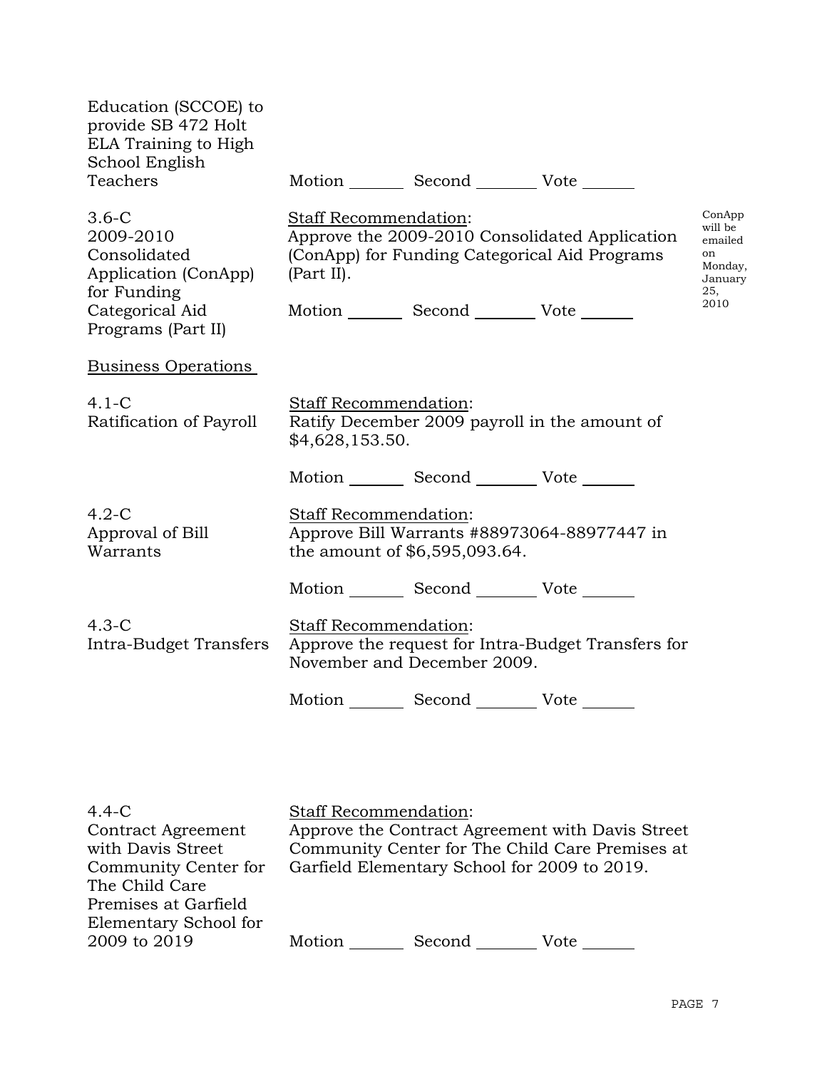Education (SCCOE) to provide SB 472 Holt ELA Training to High School English Teachers

Motion _______ Second ________ Vote _______

3.6-C
2009-2010 Consolidated Application (ConApp) for Funding Categorical Aid Programs (Part II)

Staff Recommendation:
Approve the 2009-2010 Consolidated Application (ConApp) for Funding Categorical Aid Programs (Part II).

Motion _______ Second ________ Vote _______

ConApp will be emailed on Monday, January 25, 2010

Business Operations

4.1-C
Ratification of Payroll

Staff Recommendation:
Ratify December 2009 payroll in the amount of $4,628,153.50.

Motion _______ Second ________ Vote _______

4.2-C
Approval of Bill Warrants

Staff Recommendation:
Approve Bill Warrants #88973064-88977447 in the amount of $6,595,093.64.

Motion _______ Second ________ Vote _______

4.3-C
Intra-Budget Transfers

Staff Recommendation:
Approve the request for Intra-Budget Transfers for November and December 2009.

Motion _______ Second ________ Vote _______

4.4-C
Contract Agreement with Davis Street Community Center for The Child Care Premises at Garfield Elementary School for 2009 to 2019

Staff Recommendation:
Approve the Contract Agreement with Davis Street Community Center for The Child Care Premises at Garfield Elementary School for 2009 to 2019.

Motion _______ Second ________ Vote _______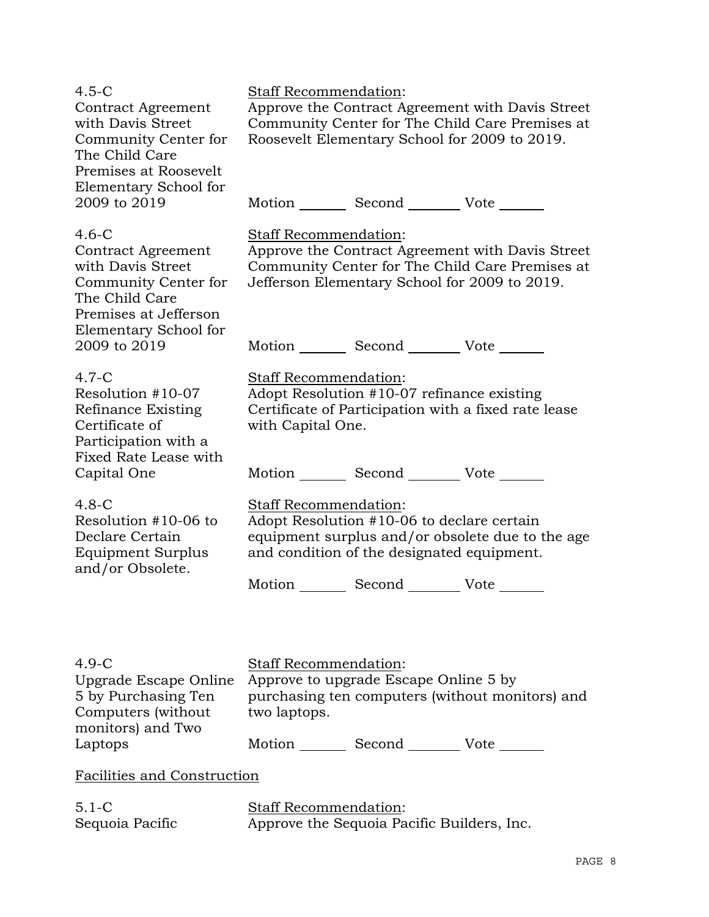4.5-C
Contract Agreement with Davis Street Community Center for The Child Care Premises at Roosevelt Elementary School for 2009 to 2019

Staff Recommendation:
Approve the Contract Agreement with Davis Street Community Center for The Child Care Premises at Roosevelt Elementary School for 2009 to 2019.

Motion _______ Second _______ Vote _______

4.6-C
Contract Agreement with Davis Street Community Center for The Child Care Premises at Jefferson Elementary School for 2009 to 2019

Staff Recommendation:
Approve the Contract Agreement with Davis Street Community Center for The Child Care Premises at Jefferson Elementary School for 2009 to 2019.

Motion _______ Second _______ Vote _______

4.7-C
Resolution #10-07 Refinance Existing Certificate of Participation with a Fixed Rate Lease with Capital One

Staff Recommendation:
Adopt Resolution #10-07 refinance existing Certificate of Participation with a fixed rate lease with Capital One.

Motion _______ Second _______ Vote _______

4.8-C
Resolution #10-06 to Declare Certain Equipment Surplus and/or Obsolete.

Staff Recommendation:
Adopt Resolution #10-06 to declare certain equipment surplus and/or obsolete due to the age and condition of the designated equipment.

Motion _______ Second _______ Vote _______

4.9-C
Upgrade Escape Online 5 by Purchasing Ten Computers (without monitors) and Two Laptops

Staff Recommendation:
Approve to upgrade Escape Online 5 by purchasing ten computers (without monitors) and two laptops.

Motion _______ Second _______ Vote _______

Facilities and Construction

5.1-C
Sequoia Pacific

Staff Recommendation:
Approve the Sequoia Pacific Builders, Inc.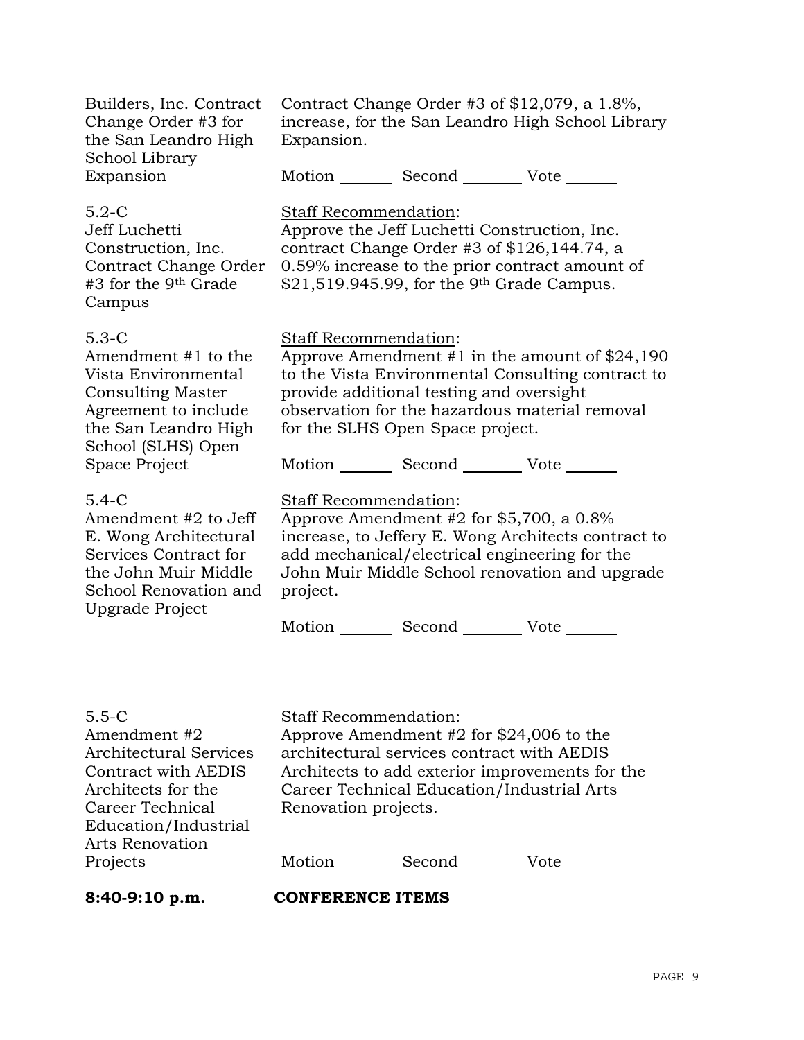Builders, Inc. Contract Change Order #3 for the San Leandro High School Library Expansion

Contract Change Order #3 of $12,079, a 1.8%, increase, for the San Leandro High School Library Expansion.

Motion _______ Second ________ Vote ______

5.2-C
Jeff Luchetti Construction, Inc. Contract Change Order #3 for the 9th Grade Campus

Staff Recommendation:
Approve the Jeff Luchetti Construction, Inc. contract Change Order #3 of $126,144.74, a 0.59% increase to the prior contract amount of $21,519.945.99, for the 9th Grade Campus.

5.3-C
Amendment #1 to the Vista Environmental Consulting Master Agreement to include the San Leandro High School (SLHS) Open Space Project

Staff Recommendation:
Approve Amendment #1 in the amount of $24,190 to the Vista Environmental Consulting contract to provide additional testing and oversight observation for the hazardous material removal for the SLHS Open Space project.

Motion _______ Second ________ Vote ______

5.4-C
Amendment #2 to Jeff E. Wong Architectural Services Contract for the John Muir Middle School Renovation and Upgrade Project

Staff Recommendation:
Approve Amendment #2 for $5,700, a 0.8% increase, to Jeffery E. Wong Architects contract to add mechanical/electrical engineering for the John Muir Middle School renovation and upgrade project.

Motion _______ Second ________ Vote ______

5.5-C
Amendment #2 Architectural Services Contract with AEDIS Architects for the Career Technical Education/Industrial Arts Renovation Projects

Staff Recommendation:
Approve Amendment #2 for $24,006 to the architectural services contract with AEDIS Architects to add exterior improvements for the Career Technical Education/Industrial Arts Renovation projects.

Motion _______ Second ________ Vote ______

**8:40-9:10 p.m. CONFERENCE ITEMS**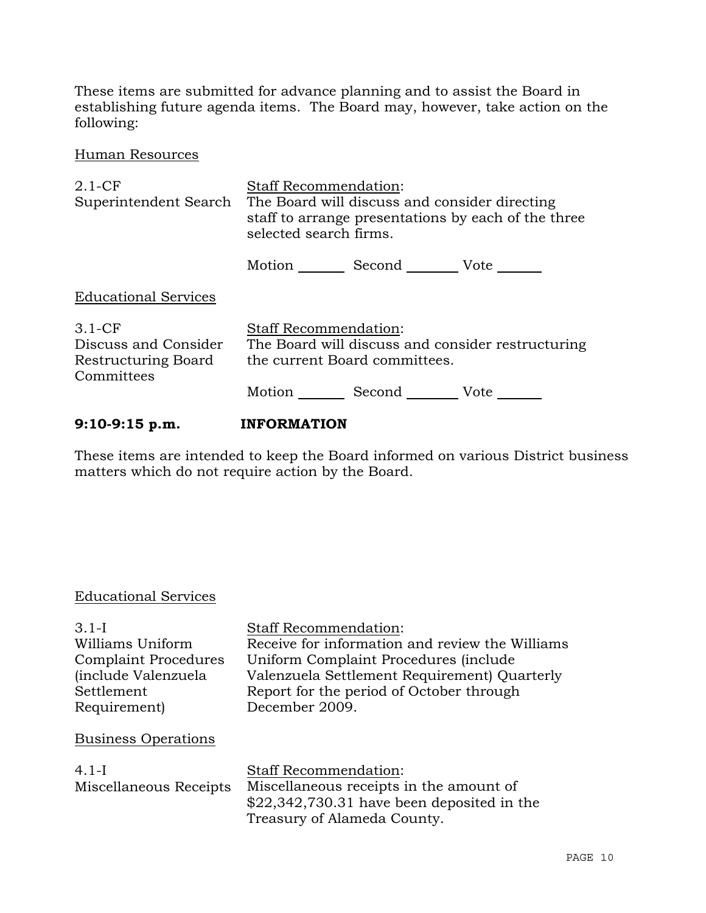These items are submitted for advance planning and to assist the Board in establishing future agenda items. The Board may, however, take action on the following:

Human Resources

| | |
|---|---|
| 2.1-CF<br>Superintendent Search | Staff Recommendation:<br>The Board will discuss and consider directing staff to arrange presentations by each of the three selected search firms.<br><br>Motion _______ Second _______ Vote ______ |

Educational Services

| | |
|---|---|
| 3.1-CF<br>Discuss and Consider Restructuring Board Committees | Staff Recommendation:<br>The Board will discuss and consider restructuring the current Board committees.<br><br>Motion _______ Second _______ Vote ______ |

**9:10-9:15 p.m. INFORMATION**

These items are intended to keep the Board informed on various District business matters which do not require action by the Board.

Educational Services

| | |
|---|---|
| 3.1-I<br>Williams Uniform Complaint Procedures (include Valenzuela Settlement Requirement) | Staff Recommendation:<br>Receive for information and review the Williams Uniform Complaint Procedures (include Valenzuela Settlement Requirement) Quarterly Report for the period of October through December 2009. |

Business Operations

| | |
|---|---|
| 4.1-I<br>Miscellaneous Receipts | Staff Recommendation:<br>Miscellaneous receipts in the amount of $22,342,730.31 have been deposited in the Treasury of Alameda County. |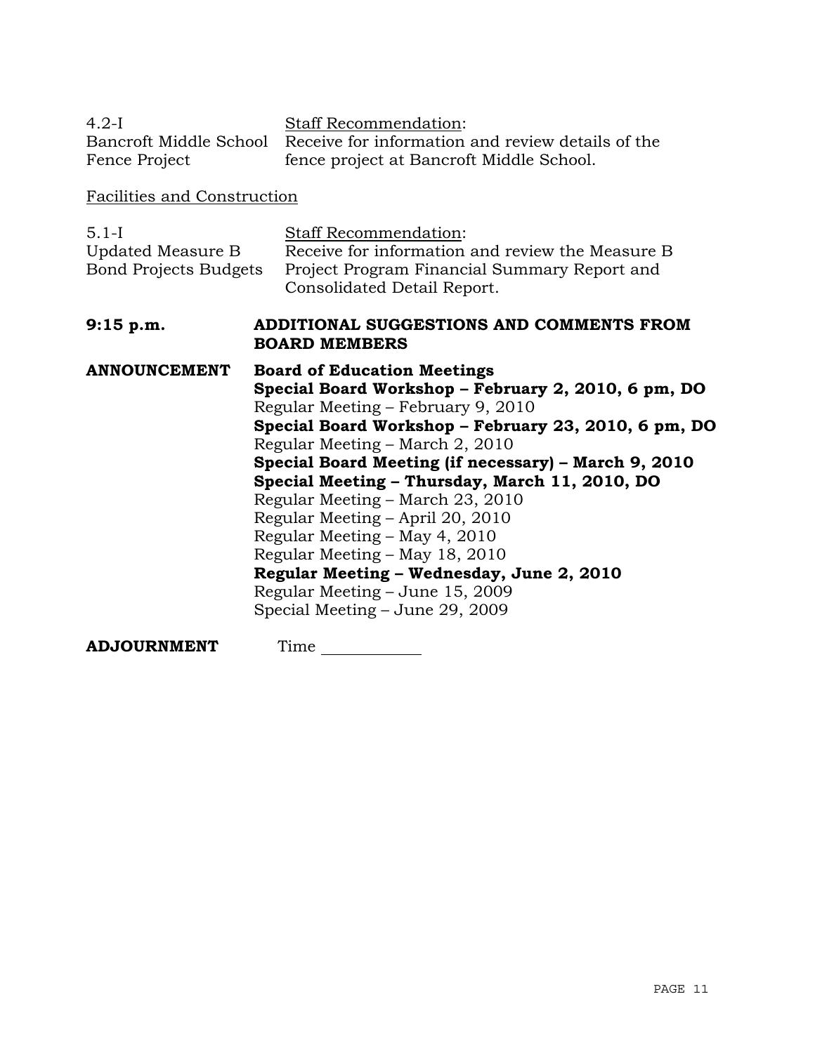4.2-I
Bancroft Middle School Fence Project

Staff Recommendation:
Receive for information and review details of the fence project at Bancroft Middle School.

Facilities and Construction

5.1-I
Updated Measure B Bond Projects Budgets

Staff Recommendation:
Receive for information and review the Measure B Project Program Financial Summary Report and Consolidated Detail Report.

**9:15 p.m. ADDITIONAL SUGGESTIONS AND COMMENTS FROM BOARD MEMBERS**

**ANNOUNCEMENT Board of Education Meetings**

**Special Board Workshop – February 2, 2010, 6 pm, DO**
Regular Meeting – February 9, 2010
**Special Board Workshop – February 23, 2010, 6 pm, DO**
Regular Meeting – March 2, 2010
**Special Board Meeting (if necessary) – March 9, 2010**
**Special Meeting – Thursday, March 11, 2010, DO**
Regular Meeting – March 23, 2010
Regular Meeting – April 20, 2010
Regular Meeting – May 4, 2010
Regular Meeting – May 18, 2010
**Regular Meeting – Wednesday, June 2, 2010**
Regular Meeting – June 15, 2009
Special Meeting – June 29, 2009

**ADJOURNMENT** Time ___________